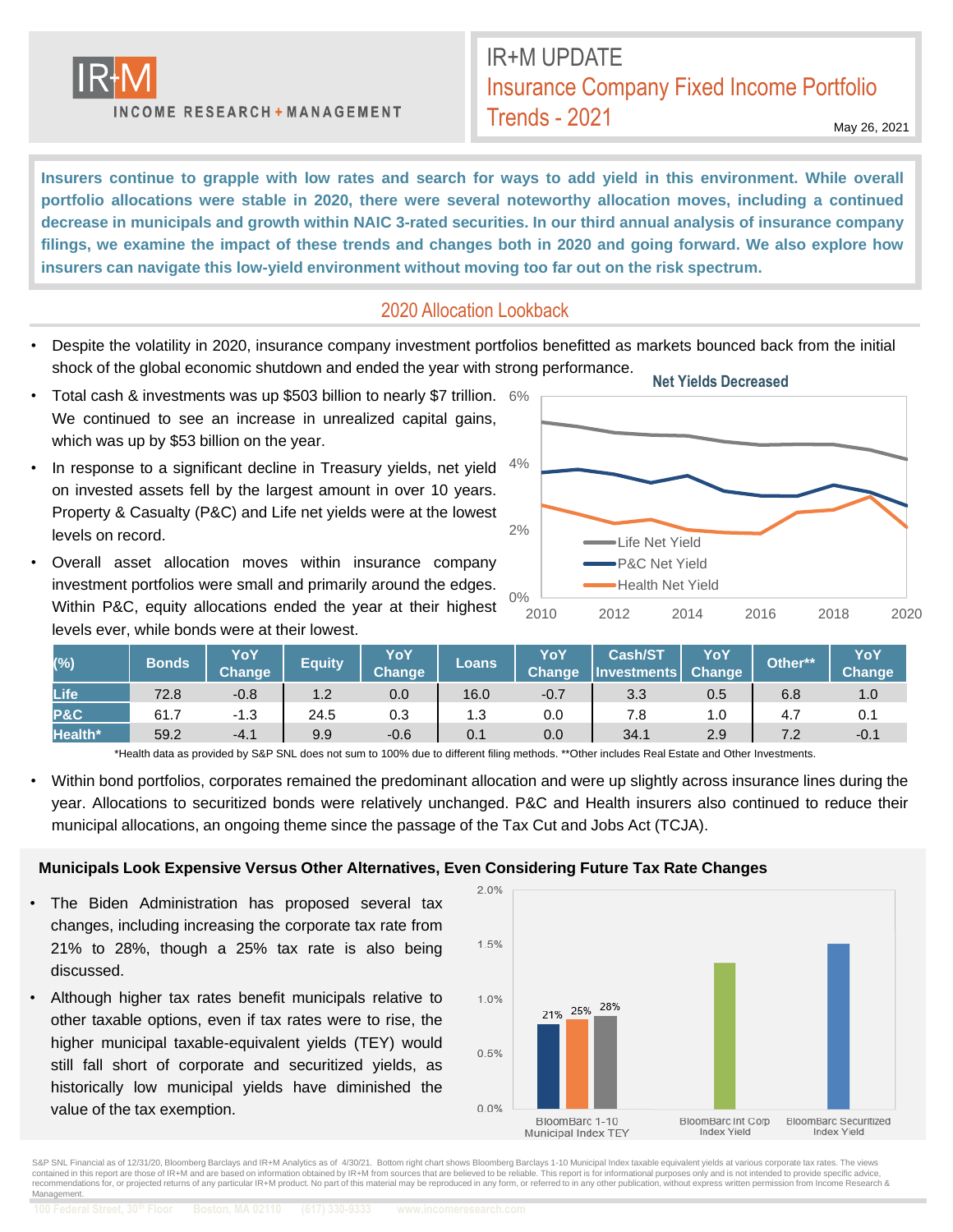# IR+M UPDATE

## Insurance Company Fixed Income Portfolio Trends - 2021

May 26, 2021

**Insurers continue to grapple with low rates and search for ways to add yield in this environment. While overall portfolio allocations were stable in 2020, there were several noteworthy allocation moves, including a continued decrease in municipals and growth within NAIC 3-rated securities. In our third annual analysis of insurance company filings, we examine the impact of these trends and changes both in 2020 and going forward. We also explore how insurers can navigate this low-yield environment without moving too far out on the risk spectrum.**

## 2020 Allocation Lookback

- Despite the volatility in 2020, insurance company investment portfolios benefitted as markets bounced back from the initial shock of the global economic shutdown and ended the year with strong performance.
- Total cash & investments was up $503 billion to nearly $7 trillion. We continued to see an increase in unrealized capital gains, which was up by $53 billion on the year.
- In response to a significant decline in Treasury yields, net yield on invested assets fell by the largest amount in over 10 years. Property & Casualty (P&C) and Life net yields were at the lowest levels on record.
- Overall asset allocation moves within insurance company investment portfolios were small and primarily around the edges. Within P&C, equity allocations ended the year at their highest levels ever, while bonds were at their lowest.

**Net Yields Decreased**

| (%) | Bonds | YoY Change | Equity | YoY Change | Loans | YoY Change | Cash/ST Investments | YoY Change | Other** | YoY Change |
|---|---|---|---|---|---|---|---|---|---|---|
| Life | 72.8 | -0.8 | 1.2 | 0.0 | 16.0 | -0.7 | 3.3 | 0.5 | 6.8 | 1.0 |
| P&C | 61.7 | -1.3 | 24.5 | 0.3 | 1.3 | 0.0 | 7.8 | 1.0 | 4.7 | 0.1 |
| Health* | 59.2 | -4.1 | 9.9 | -0.6 | 0.1 | 0.0 | 34.1 | 2.9 | 7.2 | -0.1 |

*Health data as provided by S&P SNL does not sum to 100% due to different filing methods. **Other includes Real Estate and Other Investments.

- Within bond portfolios, corporates remained the predominant allocation and were up slightly across insurance lines during the year. Allocations to securitized bonds were relatively unchanged. P&C and Health insurers also continued to reduce their municipal allocations, an ongoing theme since the passage of the Tax Cut and Jobs Act (TCJA).

### Municipals Look Expensive Versus Other Alternatives, Even Considering Future Tax Rate Changes

- The Biden Administration has proposed several tax changes, including increasing the corporate tax rate from 21% to 28%, though a 25% tax rate is also being discussed.
- Although higher tax rates benefit municipals relative to other taxable options, even if tax rates were to rise, the higher municipal taxable-equivalent yields (TEY) would still fall short of corporate and securitized yields, as historically low municipal yields have diminished the value of the tax exemption.

S&P SNL Financial as of 12/31/20, Bloomberg Barclays and IR+M Analytics as of 4/30/21. Bottom right chart shows Bloomberg Barclays 1-10 Municipal Index taxable equivalent yields at various corporate tax rates. The views contained in this report are those of IR+M and are based on information obtained by IR+M from sources that are believed to be reliable. This report is for informational purposes only and is not intended to provide specific advice, recommendations for, or projected returns of any particular IR+M product. No part of this material may be reproduced in any form, or referred to in any other publication, without express written permission from Income Research & Management.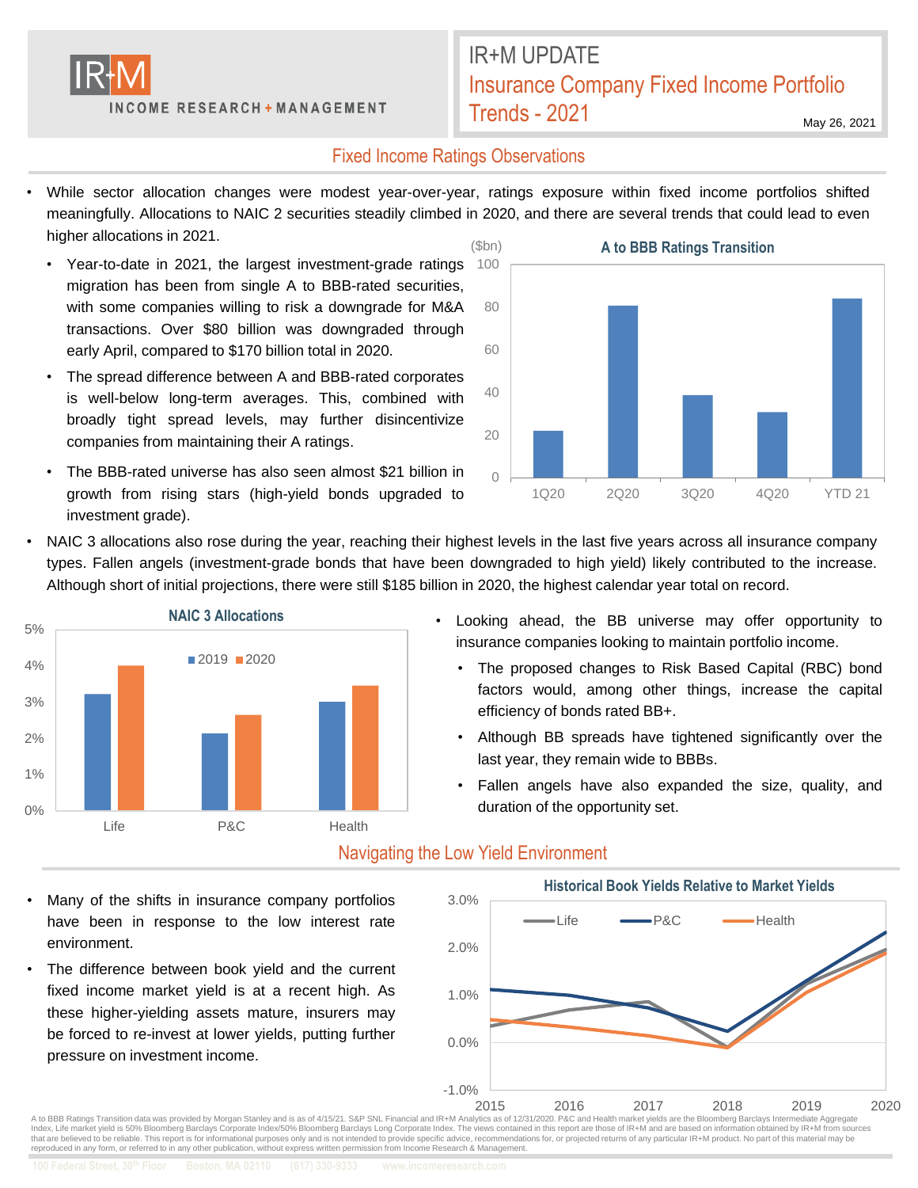# IR+M UPDATE

## Insurance Company Fixed Income Portfolio Trends - 2021

May 26, 2021

### Fixed Income Ratings Observations

- While sector allocation changes were modest year-over-year, ratings exposure within fixed income portfolios shifted meaningfully. Allocations to NAIC 2 securities steadily climbed in 2020, and there are several trends that could lead to even higher allocations in 2021.
  - Year-to-date in 2021, the largest investment-grade ratings migration has been from single A to BBB-rated securities, with some companies willing to risk a downgrade for M&A transactions. Over $80 billion was downgraded through early April, compared to $170 billion total in 2020.
  - The spread difference between A and BBB-rated corporates is well-below long-term averages. This, combined with broadly tight spread levels, may further disincentivize companies from maintaining their A ratings.
  - The BBB-rated universe has also seen almost $21 billion in growth from rising stars (high-yield bonds upgraded to investment grade).

**A to BBB Ratings Transition** ($bn)

| Period | $bn (approx.) |
|---|---|
| 1Q20 | 22 |
| 2Q20 | 81 |
| 3Q20 | 39 |
| 4Q20 | 31 |
| YTD 21 | 84 |

- NAIC 3 allocations also rose during the year, reaching their highest levels in the last five years across all insurance company types. Fallen angels (investment-grade bonds that have been downgraded to high yield) likely contributed to the increase. Although short of initial projections, there were still $185 billion in 2020, the highest calendar year total on record.

**NAIC 3 Allocations**

| | 2019 | 2020 |
|---|---|---|
| Life | ~3.2% | ~4.0% |
| P&C | ~2.1% | ~2.6% |
| Health | ~3.0% | ~3.4% |

- Looking ahead, the BB universe may offer opportunity to insurance companies looking to maintain portfolio income.
  - The proposed changes to Risk Based Capital (RBC) bond factors would, among other things, increase the capital efficiency of bonds rated BB+.
  - Although BB spreads have tightened significantly over the last year, they remain wide to BBBs.
  - Fallen angels have also expanded the size, quality, and duration of the opportunity set.

### Navigating the Low Yield Environment

- Many of the shifts in insurance company portfolios have been in response to the low interest rate environment.
- The difference between book yield and the current fixed income market yield is at a recent high. As these higher-yielding assets mature, insurers may be forced to re-invest at lower yields, putting further pressure on investment income.

**Historical Book Yields Relative to Market Yields**

| Year | Life | P&C | Health |
|---|---|---|---|
| 2015 | ~0.35% | ~1.1% | ~0.5% |
| 2016 | ~0.7% | ~1.0% | ~0.35% |
| 2017 | ~0.85% | ~0.75% | ~0.15% |
| 2018 | ~-0.1% | ~0.25% | ~-0.1% |
| 2019 | ~1.25% | ~1.3% | ~1.1% |
| 2020 | ~1.95% | ~2.3% | ~1.9% |

A to BBB Ratings Transition data was provided by Morgan Stanley and is as of 4/15/21. S&P SNL Financial and IR+M Analytics as of 12/31/2020. P&C and Health market yields are the Bloomberg Barclays Intermediate Aggregate Index, Life market yield is 50% Bloomberg Barclays Corporate Index/50% Bloomberg Barclays Long Corporate Index. The views contained in this report are those of IR+M and are based on information obtained by IR+M from sources that are believed to be reliable. This report is for informational purposes only and is not intended to provide specific advice, recommendations for, or projected returns of any particular IR+M product. No part of this material may be reproduced in any form, or referred to in any other publication, without express written permission from Income Research & Management.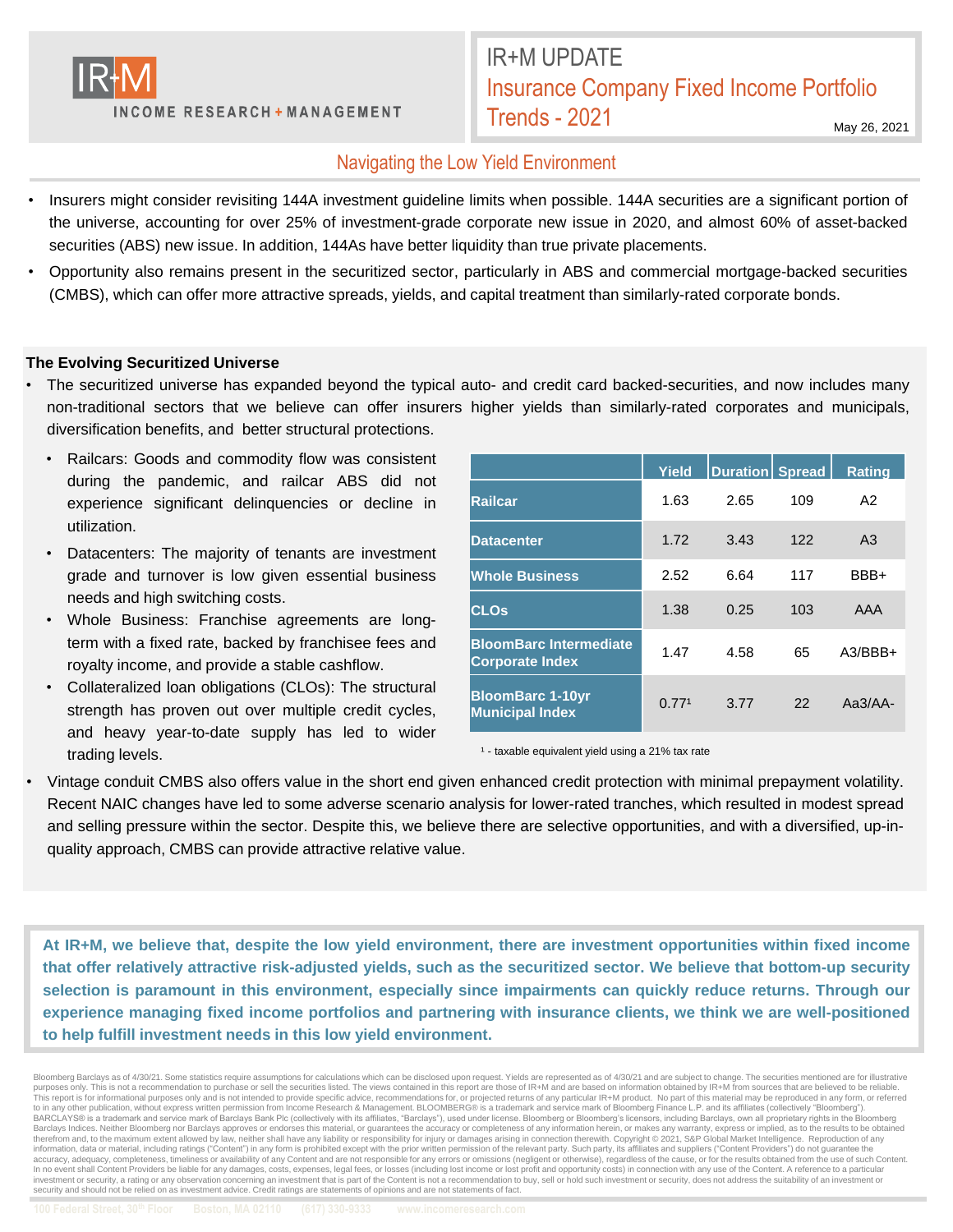## Navigating the Low Yield Environment

- Insurers might consider revisiting 144A investment guideline limits when possible. 144A securities are a significant portion of the universe, accounting for over 25% of investment-grade corporate new issue in 2020, and almost 60% of asset-backed securities (ABS) new issue. In addition, 144As have better liquidity than true private placements.
- Opportunity also remains present in the securitized sector, particularly in ABS and commercial mortgage-backed securities (CMBS), which can offer more attractive spreads, yields, and capital treatment than similarly-rated corporate bonds.

### The Evolving Securitized Universe

- The securitized universe has expanded beyond the typical auto- and credit card backed-securities, and now includes many non-traditional sectors that we believe can offer insurers higher yields than similarly-rated corporates and municipals, diversification benefits, and better structural protections.
  - Railcars: Goods and commodity flow was consistent during the pandemic, and railcar ABS did not experience significant delinquencies or decline in utilization.
  - Datacenters: The majority of tenants are investment grade and turnover is low given essential business needs and high switching costs.
  - Whole Business: Franchise agreements are long-term with a fixed rate, backed by franchisee fees and royalty income, and provide a stable cashflow.
  - Collateralized loan obligations (CLOs): The structural strength has proven out over multiple credit cycles, and heavy year-to-date supply has led to wider trading levels.

| | Yield | Duration | Spread | Rating |
|---|---|---|---|---|
| Railcar | 1.63 | 2.65 | 109 | A2 |
| Datacenter | 1.72 | 3.43 | 122 | A3 |
| Whole Business | 2.52 | 6.64 | 117 | BBB+ |
| CLOs | 1.38 | 0.25 | 103 | AAA |
| BloomBarc Intermediate Corporate Index | 1.47 | 4.58 | 65 | A3/BBB+ |
| BloomBarc 1-10yr Municipal Index | 0.77[1] | 3.77 | 22 | Aa3/AA- |

[1] - taxable equivalent yield using a 21% tax rate

- Vintage conduit CMBS also offers value in the short end given enhanced credit protection with minimal prepayment volatility. Recent NAIC changes have led to some adverse scenario analysis for lower-rated tranches, which resulted in modest spread and selling pressure within the sector. Despite this, we believe there are selective opportunities, and with a diversified, up-in-quality approach, CMBS can provide attractive relative value.

**At IR+M, we believe that, despite the low yield environment, there are investment opportunities within fixed income that offer relatively attractive risk-adjusted yields, such as the securitized sector. We believe that bottom-up security selection is paramount in this environment, especially since impairments can quickly reduce returns. Through our experience managing fixed income portfolios and partnering with insurance clients, we think we are well-positioned to help fulfill investment needs in this low yield environment.**

Bloomberg Barclays as of 4/30/21. Some statistics require assumptions for calculations which can be disclosed upon request. Yields are represented as of 4/30/21 and are subject to change. The securities mentioned are for illustrative purposes only. This is not a recommendation to purchase or sell the securities listed. The views contained in this report are those of IR+M and are based on information obtained by IR+M from sources that are believed to be reliable. This report is for informational purposes only and is not intended to provide specific advice, recommendations for, or projected returns of any particular IR+M product. No part of this material may be reproduced in any form, or referred to in any other publication, without express written permission from Income Research & Management. BLOOMBERG® is a trademark and service mark of Bloomberg Finance L.P. and its affiliates (collectively "Bloomberg"). BARCLAYS® is a trademark and service mark of Barclays Bank Plc (collectively with its affiliates, "Barclays"), used under license. Bloomberg or Bloomberg's licensors, including Barclays, own all proprietary rights in the Bloomberg Barclays Indices. Neither Bloomberg nor Barclays approves or endorses this material, or guarantees the accuracy or completeness of any information herein, or makes any warranty, express or implied, as to the results to be obtained therefrom and, to the maximum extent allowed by law, neither shall have any liability or responsibility for injury or damages arising in connection therewith. Copyright © 2021, S&P Global Market Intelligence. Reproduction of any information, data or material, including ratings ("Content") in any form is prohibited except with the prior written permission of the relevant party. Such party, its affiliates and suppliers ("Content Providers") do not guarantee the accuracy, adequacy, completeness, timeliness or availability of any Content and are not responsible for any errors or omissions (negligent or otherwise), regardless of the cause, or for the results obtained from the use of such Content. In no event shall Content Providers be liable for any damages, costs, expenses, legal fees, or losses (including lost income or lost profit and opportunity costs) in connection with any use of the Content. A reference to a particular investment or security, a rating or any observation concerning an investment that is part of the Content is not a recommendation to buy, sell or hold such investment or security, does not address the suitability of an investment or security and should not be relied on as investment advice. Credit ratings are statements of opinions and are not statements of fact.